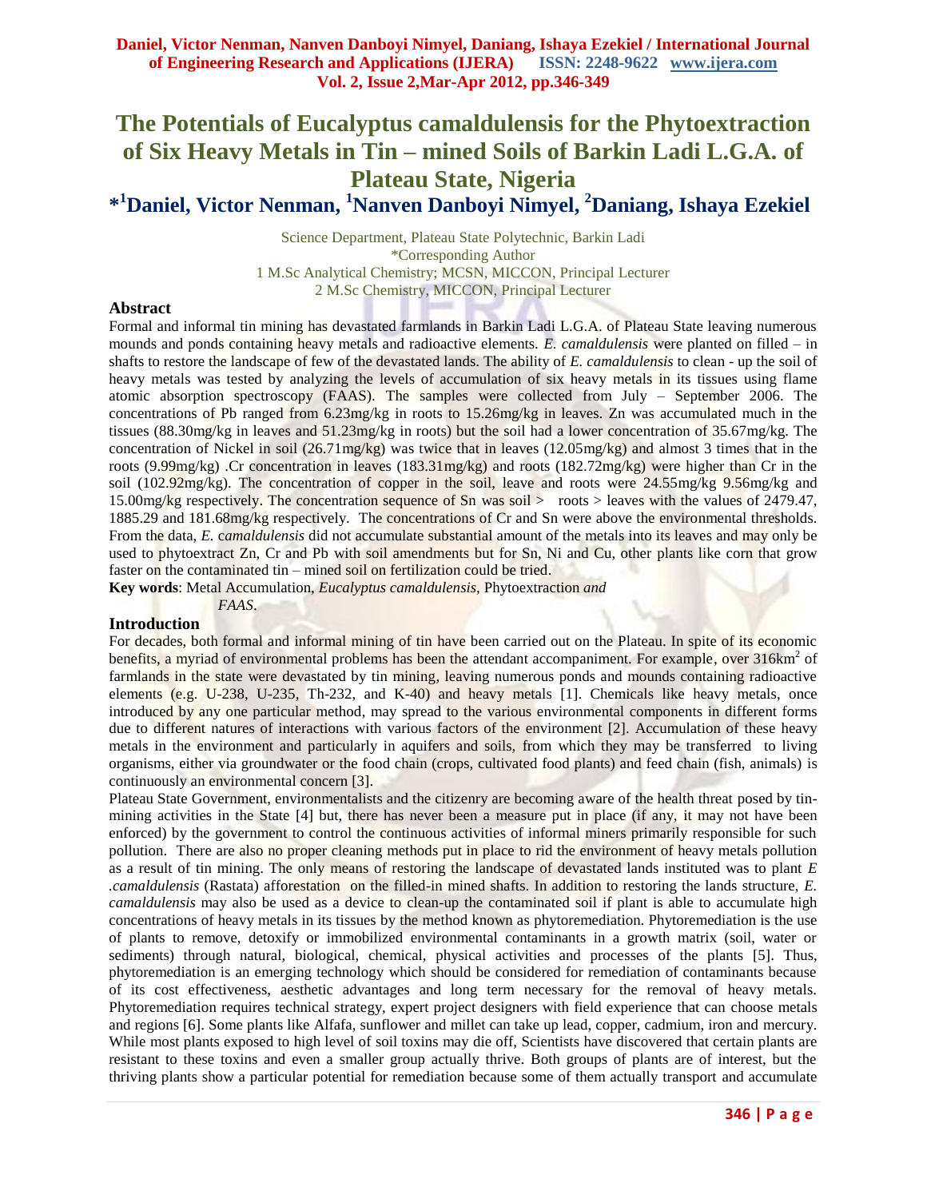# The Potentials of Eucalyptus camaldulensis for the Phytoextraction of Six Heavy Metals in Tin – mined Soils of Barkin Ladi L.G.A. of Plateau State, Nigeria

## *[1]Daniel, Victor Nenman, [1]Nanven Danboyi Nimyel, [2]Daniang, Ishaya Ezekiel

Science Department, Plateau State Polytechnic, Barkin Ladi
*Corresponding Author
1 M.Sc Analytical Chemistry; MCSN, MICCON, Principal Lecturer
2 M.Sc Chemistry, MICCON, Principal Lecturer

### Abstract

Formal and informal tin mining has devastated farmlands in Barkin Ladi L.G.A. of Plateau State leaving numerous mounds and ponds containing heavy metals and radioactive elements. *E. camaldulensis* were planted on filled – in shafts to restore the landscape of few of the devastated lands. The ability of *E. camaldulensis* to clean - up the soil of heavy metals was tested by analyzing the levels of accumulation of six heavy metals in its tissues using flame atomic absorption spectroscopy (FAAS). The samples were collected from July – September 2006. The concentrations of Pb ranged from 6.23mg/kg in roots to 15.26mg/kg in leaves. Zn was accumulated much in the tissues (88.30mg/kg in leaves and 51.23mg/kg in roots) but the soil had a lower concentration of 35.67mg/kg. The concentration of Nickel in soil (26.71mg/kg) was twice that in leaves (12.05mg/kg) and almost 3 times that in the roots (9.99mg/kg) .Cr concentration in leaves (183.31mg/kg) and roots (182.72mg/kg) were higher than Cr in the soil (102.92mg/kg). The concentration of copper in the soil, leave and roots were 24.55mg/kg 9.56mg/kg and 15.00mg/kg respectively. The concentration sequence of Sn was soil > roots > leaves with the values of 2479.47, 1885.29 and 181.68mg/kg respectively. The concentrations of Cr and Sn were above the environmental thresholds. From the data, *E. camaldulensis* did not accumulate substantial amount of the metals into its leaves and may only be used to phytoextract Zn, Cr and Pb with soil amendments but for Sn, Ni and Cu, other plants like corn that grow faster on the contaminated tin – mined soil on fertilization could be tried.

**Key words**: Metal Accumulation, *Eucalyptus camaldulensis,* Phytoextraction *and FAAS.*

### Introduction

For decades, both formal and informal mining of tin have been carried out on the Plateau. In spite of its economic benefits, a myriad of environmental problems has been the attendant accompaniment. For example, over 316km$^2$ of farmlands in the state were devastated by tin mining, leaving numerous ponds and mounds containing radioactive elements (e.g. U-238, U-235, Th-232, and K-40) and heavy metals [1]. Chemicals like heavy metals, once introduced by any one particular method, may spread to the various environmental components in different forms due to different natures of interactions with various factors of the environment [2]. Accumulation of these heavy metals in the environment and particularly in aquifers and soils, from which they may be transferred to living organisms, either via groundwater or the food chain (crops, cultivated food plants) and feed chain (fish, animals) is continuously an environmental concern [3].

Plateau State Government, environmentalists and the citizenry are becoming aware of the health threat posed by tin-mining activities in the State [4] but, there has never been a measure put in place (if any, it may not have been enforced) by the government to control the continuous activities of informal miners primarily responsible for such pollution. There are also no proper cleaning methods put in place to rid the environment of heavy metals pollution as a result of tin mining. The only means of restoring the landscape of devastated lands instituted was to plant *E .camaldulensis* (Rastata) afforestation on the filled-in mined shafts. In addition to restoring the lands structure, *E. camaldulensis* may also be used as a device to clean-up the contaminated soil if plant is able to accumulate high concentrations of heavy metals in its tissues by the method known as phytoremediation. Phytoremediation is the use of plants to remove, detoxify or immobilized environmental contaminants in a growth matrix (soil, water or sediments) through natural, biological, chemical, physical activities and processes of the plants [5]. Thus, phytoremediation is an emerging technology which should be considered for remediation of contaminants because of its cost effectiveness, aesthetic advantages and long term necessary for the removal of heavy metals. Phytoremediation requires technical strategy, expert project designers with field experience that can choose metals and regions [6]. Some plants like Alfafa, sunflower and millet can take up lead, copper, cadmium, iron and mercury. While most plants exposed to high level of soil toxins may die off, Scientists have discovered that certain plants are resistant to these toxins and even a smaller group actually thrive. Both groups of plants are of interest, but the thriving plants show a particular potential for remediation because some of them actually transport and accumulate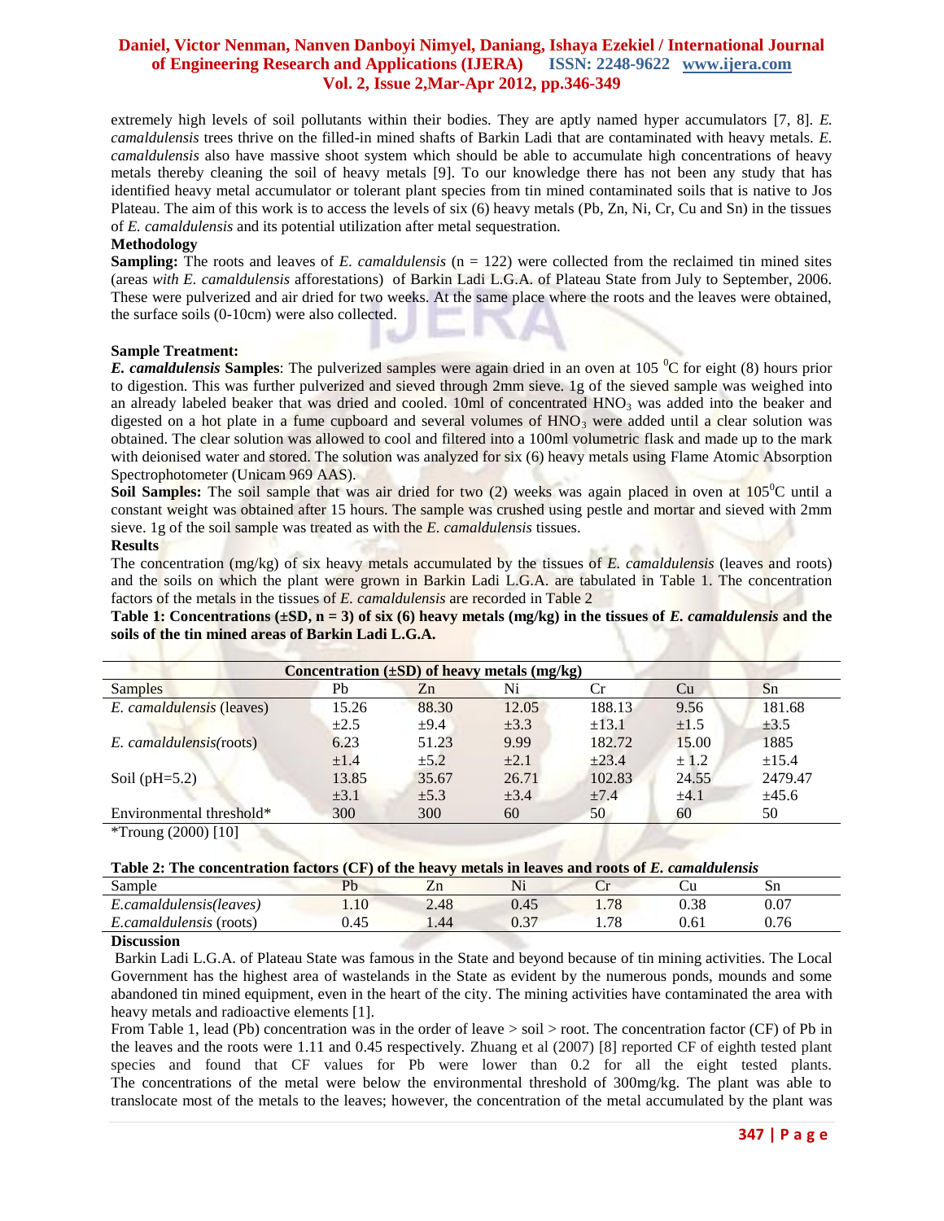extremely high levels of soil pollutants within their bodies. They are aptly named hyper accumulators [7, 8]. *E. camaldulensis* trees thrive on the filled-in mined shafts of Barkin Ladi that are contaminated with heavy metals. *E. camaldulensis* also have massive shoot system which should be able to accumulate high concentrations of heavy metals thereby cleaning the soil of heavy metals [9]. To our knowledge there has not been any study that has identified heavy metal accumulator or tolerant plant species from tin mined contaminated soils that is native to Jos Plateau. The aim of this work is to access the levels of six (6) heavy metals (Pb, Zn, Ni, Cr, Cu and Sn) in the tissues of *E. camaldulensis* and its potential utilization after metal sequestration.

**Methodology**

**Sampling:** The roots and leaves of *E. camaldulensis* (n = 122) were collected from the reclaimed tin mined sites (areas *with E. camaldulensis* afforestations) of Barkin Ladi L.G.A. of Plateau State from July to September, 2006. These were pulverized and air dried for two weeks. At the same place where the roots and the leaves were obtained, the surface soils (0-10cm) were also collected.

**Sample Treatment:**

***E. camaldulensis* Samples**: The pulverized samples were again dried in an oven at 105 $^0$C for eight (8) hours prior to digestion. This was further pulverized and sieved through 2mm sieve. 1g of the sieved sample was weighed into an already labeled beaker that was dried and cooled. 10ml of concentrated $HNO_3$ was added into the beaker and digested on a hot plate in a fume cupboard and several volumes of $HNO_3$ were added until a clear solution was obtained. The clear solution was allowed to cool and filtered into a 100ml volumetric flask and made up to the mark with deionised water and stored. The solution was analyzed for six (6) heavy metals using Flame Atomic Absorption Spectrophotometer (Unicam 969 AAS).

**Soil Samples:** The soil sample that was air dried for two (2) weeks was again placed in oven at 105$^0$C until a constant weight was obtained after 15 hours. The sample was crushed using pestle and mortar and sieved with 2mm sieve. 1g of the soil sample was treated as with the *E. camaldulensis* tissues.

**Results**

The concentration (mg/kg) of six heavy metals accumulated by the tissues of *E. camaldulensis* (leaves and roots) and the soils on which the plant were grown in Barkin Ladi L.G.A. are tabulated in Table 1. The concentration factors of the metals in the tissues of *E. camaldulensis* are recorded in Table 2

**Table 1: Concentrations (±SD, n = 3) of six (6) heavy metals (mg/kg) in the tissues of *E. camaldulensis* and the soils of the tin mined areas of Barkin Ladi L.G.A.**

| | Concentration (±SD) of heavy metals (mg/kg) | | | | | |
|---|---|---|---|---|---|---|
| Samples | Pb | Zn | Ni | Cr | Cu | Sn |
| *E. camaldulensis* (leaves) | 15.26<br>±2.5 | 88.30<br>±9.4 | 12.05<br>±3.3 | 188.13<br>±13.1 | 9.56<br>±1.5 | 181.68<br>±3.5 |
| *E. camaldulensis*(roots) | 6.23<br>±1.4 | 51.23<br>±5.2 | 9.99<br>±2.1 | 182.72<br>±23.4 | 15.00<br>± 1.2 | 1885<br>±15.4 |
| Soil (pH=5.2) | 13.85<br>±3.1 | 35.67<br>±5.3 | 26.71<br>±3.4 | 102.83<br>±7.4 | 24.55<br>±4.1 | 2479.47<br>±45.6 |
| Environmental threshold* | 300 | 300 | 60 | 50 | 60 | 50 |

*Troung (2000) [10]

**Table 2: The concentration factors (CF) of the heavy metals in leaves and roots of *E. camaldulensis***

| Sample | Pb | Zn | Ni | Cr | Cu | Sn |
|---|---|---|---|---|---|---|
| *E.camaldulensis(leaves)* | 1.10 | 2.48 | 0.45 | 1.78 | 0.38 | 0.07 |
| *E.camaldulensis* (roots) | 0.45 | 1.44 | 0.37 | 1.78 | 0.61 | 0.76 |

**Discussion**

Barkin Ladi L.G.A. of Plateau State was famous in the State and beyond because of tin mining activities. The Local Government has the highest area of wastelands in the State as evident by the numerous ponds, mounds and some abandoned tin mined equipment, even in the heart of the city. The mining activities have contaminated the area with heavy metals and radioactive elements [1].

From Table 1, lead (Pb) concentration was in the order of leave > soil > root. The concentration factor (CF) of Pb in the leaves and the roots were 1.11 and 0.45 respectively. Zhuang et al (2007) [8] reported CF of eighth tested plant species and found that CF values for Pb were lower than 0.2 for all the eight tested plants. The concentrations of the metal were below the environmental threshold of 300mg/kg. The plant was able to translocate most of the metals to the leaves; however, the concentration of the metal accumulated by the plant was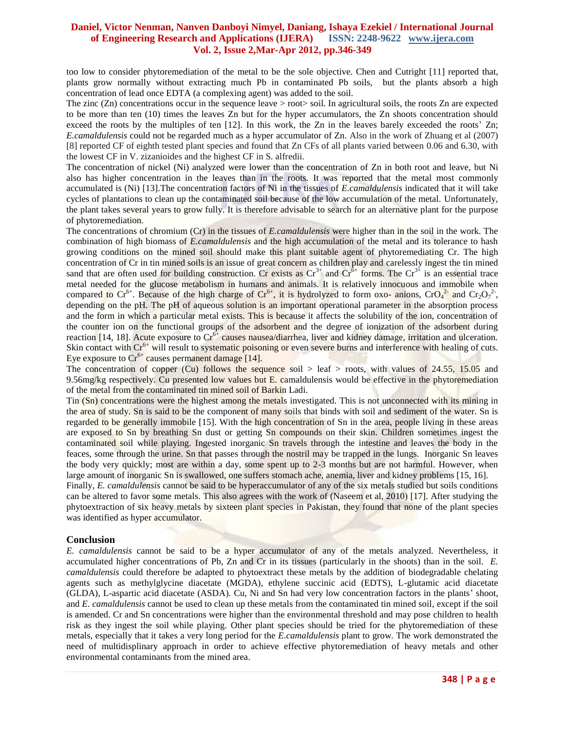too low to consider phytoremediation of the metal to be the sole objective. Chen and Cutright [11] reported that, plants grow normally without extracting much Pb in contaminated Pb soils, but the plants absorb a high concentration of lead once EDTA (a complexing agent) was added to the soil.

The zinc (Zn) concentrations occur in the sequence leave > root> soil. In agricultural soils, the roots Zn are expected to be more than ten (10) times the leaves Zn but for the hyper accumulators, the Zn shoots concentration should exceed the roots by the multiples of ten [12]. In this work, the Zn in the leaves barely exceeded the roots' Zn; *E.camaldulensis* could not be regarded much as a hyper accumulator of Zn. Also in the work of Zhuang et al (2007) [8] reported CF of eighth tested plant species and found that Zn CFs of all plants varied between 0.06 and 6.30, with the lowest CF in V. zizanioides and the highest CF in S. alfredii.

The concentration of nickel (Ni) analyzed were lower than the concentration of Zn in both root and leave, but Ni also has higher concentration in the leaves than in the roots. It was reported that the metal most commonly accumulated is (Ni) [13].The concentration factors of Ni in the tissues of *E.camaldulensis* indicated that it will take cycles of plantations to clean up the contaminated soil because of the low accumulation of the metal. Unfortunately, the plant takes several years to grow fully. It is therefore advisable to search for an alternative plant for the purpose of phytoremediation.

The concentrations of chromium (Cr) in the tissues of *E.camaldulensis* were higher than in the soil in the work. The combination of high biomass of *E.camaldulensis* and the high accumulation of the metal and its tolerance to hash growing conditions on the mined soil should make this plant suitable agent of phytoremediating Cr. The high concentration of Cr in tin mined soils is an issue of great concern as children play and carelessly ingest the tin mined sand that are often used for building construction. Cr exists as $Cr^{3+}$ and $Cr^{6+}$ forms. The $Cr^{3+}$ is an essential trace metal needed for the glucose metabolism in humans and animals. It is relatively innocuous and immobile when compared to $Cr^{6+}$. Because of the high charge of $Cr^{6+}$, it is hydrolyzed to form oxo- anions, $CrO_4^{2-}$ and $Cr_2O_7^{2-}$, depending on the pH. The pH of aqueous solution is an important operational parameter in the absorption process and the form in which a particular metal exists. This is because it affects the solubility of the ion, concentration of the counter ion on the functional groups of the adsorbent and the degree of ionization of the adsorbent during reaction [14, 18]. Acute exposure to $Cr^{6+}$ causes nausea/diarrhea, liver and kidney damage, irritation and ulceration. Skin contact with $Cr^{6+}$ will result to systematic poisoning or even severe burns and interference with healing of cuts. Eye exposure to $Cr^{6+}$ causes permanent damage [14].

The concentration of copper (Cu) follows the sequence soil > leaf > roots, with values of 24.55, 15.05 and 9.56mg/kg respectively. Cu presented low values but E. camaldulensis would be effective in the phytoremediation of the metal from the contaminated tin mined soil of Barkin Ladi.

Tin (Sn) concentrations were the highest among the metals investigated. This is not unconnected with its mining in the area of study. Sn is said to be the component of many soils that binds with soil and sediment of the water. Sn is regarded to be generally immobile [15]. With the high concentration of Sn in the area, people living in these areas are exposed to Sn by breathing Sn dust or getting Sn compounds on their skin. Children sometimes ingest the contaminated soil while playing. Ingested inorganic Sn travels through the intestine and leaves the body in the feaces, some through the urine. Sn that passes through the nostril may be trapped in the lungs. Inorganic Sn leaves the body very quickly; most are within a day, some spent up to 2-3 months but are not harmful. However, when large amount of inorganic Sn is swallowed, one suffers stomach ache, anemia, liver and kidney problems [15, 16].

Finally, *E. camaldulensis* cannot be said to be hyperaccumulator of any of the six metals studied but soils conditions can be altered to favor some metals. This also agrees with the work of (Naseem et al, 2010) [17]. After studying the phytoextraction of six heavy metals by sixteen plant species in Pakistan, they found that none of the plant species was identified as hyper accumulator.

## Conclusion

*E. camaldulensis* cannot be said to be a hyper accumulator of any of the metals analyzed. Nevertheless, it accumulated higher concentrations of Pb, Zn and Cr in its tissues (particularly in the shoots) than in the soil. *E. camaldulensis* could therefore be adapted to phytoextract these metals by the addition of biodegradable chelating agents such as methylglycine diacetate (MGDA), ethylene succinic acid (EDTS), L-glutamic acid diacetate (GLDA), L-aspartic acid diacetate (ASDA). Cu, Ni and Sn had very low concentration factors in the plants' shoot, and *E. camaldulensis* cannot be used to clean up these metals from the contaminated tin mined soil, except if the soil is amended. Cr and Sn concentrations were higher than the environmental threshold and may pose children to health risk as they ingest the soil while playing. Other plant species should be tried for the phytoremediation of these metals, especially that it takes a very long period for the *E.camaldulensis* plant to grow. The work demonstrated the need of multidisplinary approach in order to achieve effective phytoremediation of heavy metals and other environmental contaminants from the mined area.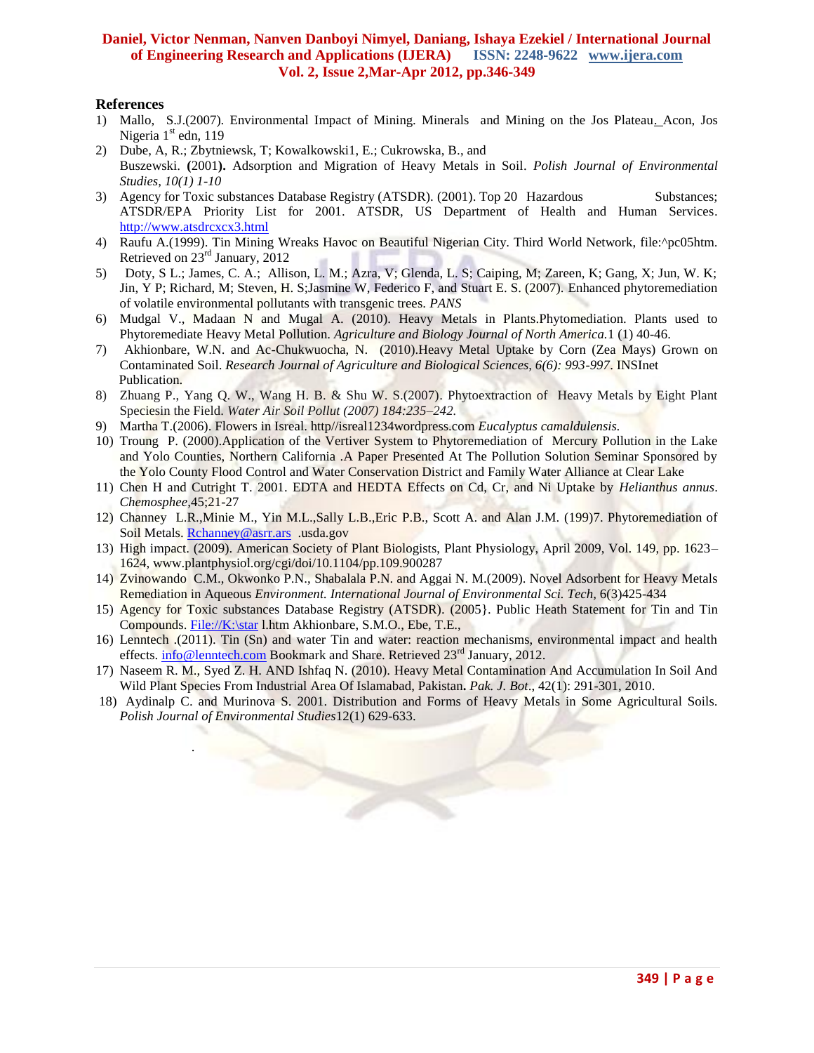## References

1) Mallo, S.J.(2007). Environmental Impact of Mining. Minerals and Mining on the Jos Plateau. Acon, Jos Nigeria 1st edn, 119
2) Dube, A, R.; Zbytniewsk, T; Kowalkowski1, E.; Cukrowska, B., and Buszewski. **(**2001**).** Adsorption and Migration of Heavy Metals in Soil. *Polish Journal of Environmental Studies, 10(1) 1-10*
3) Agency for Toxic substances Database Registry (ATSDR). (2001). Top 20 Hazardous Substances; ATSDR/EPA Priority List for 2001. ATSDR, US Department of Health and Human Services. http://www.atsdrcxcx3.html
4) Raufu A.(1999). Tin Mining Wreaks Havoc on Beautiful Nigerian City. Third World Network, file:^pc05htm. Retrieved on 23rd January, 2012
5) Doty, S L.; James, C. A.; Allison, L. M.; Azra, V; Glenda, L. S; Caiping, M; Zareen, K; Gang, X; Jun, W. K; Jin, Y P; Richard, M; Steven, H. S;Jasmine W, Federico F, and Stuart E. S. (2007). Enhanced phytoremediation of volatile environmental pollutants with transgenic trees. *PANS*
6) Mudgal V., Madaan N and Mugal A. (2010). Heavy Metals in Plants.Phytomediation. Plants used to Phytoremediate Heavy Metal Pollution. *Agriculture and Biology Journal of North America.*1 (1) 40-46.
7) Akhionbare, W.N. and Ac-Chukwuocha, N. (2010).Heavy Metal Uptake by Corn (Zea Mays) Grown on Contaminated Soil. *Research Journal of Agriculture and Biological Sciences, 6(6): 993-997*. INSInet Publication.
8) Zhuang P., Yang Q. W., Wang H. B. & Shu W. S.(2007). Phytoextraction of Heavy Metals by Eight Plant Speciesin the Field. *Water Air Soil Pollut (2007) 184:235–242.*
9) Martha T.(2006). Flowers in Isreal. http//isreal1234wordpress.com *Eucalyptus camaldulensis.*
10) Troung P. (2000).Application of the Vertiver System to Phytoremediation of Mercury Pollution in the Lake and Yolo Counties, Northern California .A Paper Presented At The Pollution Solution Seminar Sponsored by the Yolo County Flood Control and Water Conservation District and Family Water Alliance at Clear Lake
11) Chen H and Cutright T. 2001. EDTA and HEDTA Effects on Cd, Cr, and Ni Uptake by *Helianthus annus*. *Chemosphee*,45;21-27
12) Channey L.R.,Minie M., Yin M.L.,Sally L.B.,Eric P.B., Scott A. and Alan J.M. (199)7. Phytoremediation of Soil Metals. Rchanney@asrr.ars .usda.gov
13) High impact. (2009). American Society of Plant Biologists, Plant Physiology, April 2009, Vol. 149, pp. 1623–1624, www.plantphysiol.org/cgi/doi/10.1104/pp.109.900287
14) Zvinowando C.M., Okwonko P.N., Shabalala P.N. and Aggai N. M.(2009). Novel Adsorbent for Heavy Metals Remediation in Aqueous *Environment. International Journal of Environmental Sci. Tech,* 6(3)425-434
15) Agency for Toxic substances Database Registry (ATSDR). (2005}. Public Heath Statement for Tin and Tin Compounds. File://K:\star l.htm Akhionbare, S.M.O., Ebe, T.E.,
16) Lenntech .(2011). Tin (Sn) and water Tin and water: reaction mechanisms, environmental impact and health effects. info@lenntech.com Bookmark and Share. Retrieved 23rd January, 2012.
17) Naseem R. M., Syed Z. H. AND Ishfaq N. (2010). Heavy Metal Contamination And Accumulation In Soil And Wild Plant Species From Industrial Area Of Islamabad, Pakistan**.** *Pak. J. Bot*., 42(1): 291-301, 2010.
18) Aydinalp C. and Murinova S. 2001. Distribution and Forms of Heavy Metals in Some Agricultural Soils. *Polish Journal of Environmental Studies*12(1) 629-633.